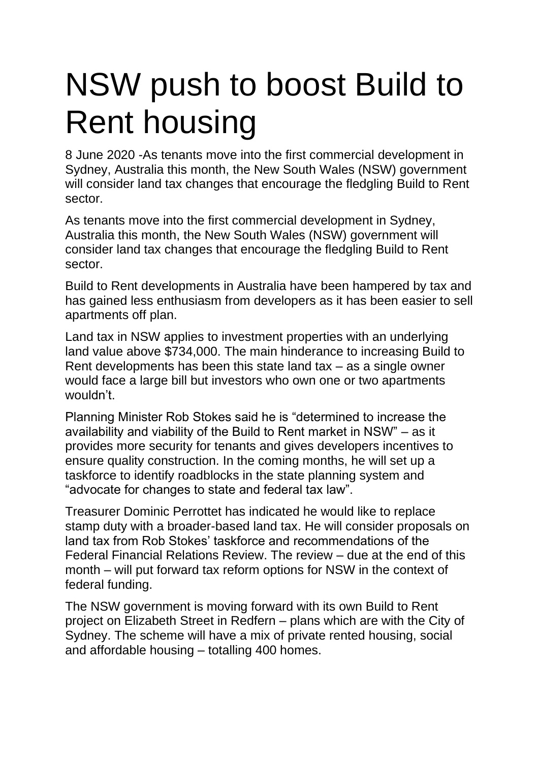# NSW push to boost Build to Rent housing

8 June 2020 -As tenants move into the first commercial development in Sydney, Australia this month, the New South Wales (NSW) government will consider land tax changes that encourage the fledgling Build to Rent sector.

As tenants move into the first commercial development in Sydney, Australia this month, the New South Wales (NSW) government will consider land tax changes that encourage the fledgling Build to Rent sector.

Build to Rent developments in Australia have been hampered by tax and has gained less enthusiasm from developers as it has been easier to sell apartments off plan.

Land tax in NSW applies to investment properties with an underlying land value above $734,000. The main hinderance to increasing Build to Rent developments has been this state land tax – as a single owner would face a large bill but investors who own one or two apartments wouldn't.

Planning Minister Rob Stokes said he is "determined to increase the availability and viability of the Build to Rent market in NSW" – as it provides more security for tenants and gives developers incentives to ensure quality construction. In the coming months, he will set up a taskforce to identify roadblocks in the state planning system and "advocate for changes to state and federal tax law".

Treasurer Dominic Perrottet has indicated he would like to replace stamp duty with a broader-based land tax. He will consider proposals on land tax from Rob Stokes' taskforce and recommendations of the Federal Financial Relations Review. The review – due at the end of this month – will put forward tax reform options for NSW in the context of federal funding.

The NSW government is moving forward with its own Build to Rent project on Elizabeth Street in Redfern – plans which are with the City of Sydney. The scheme will have a mix of private rented housing, social and affordable housing – totalling 400 homes.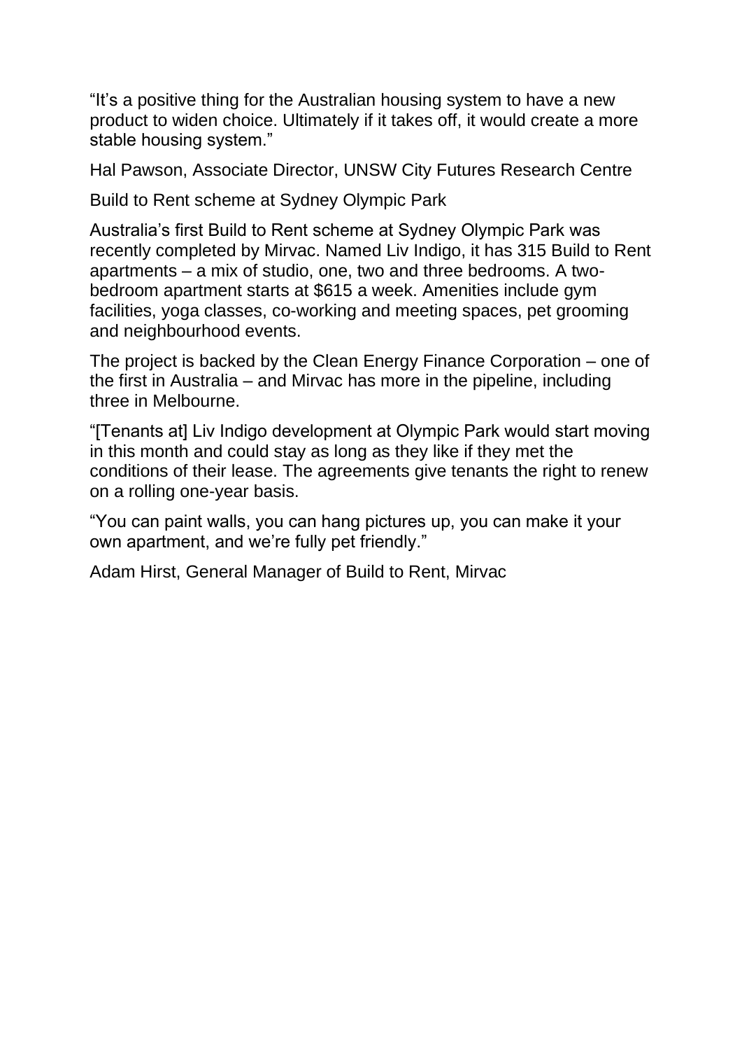"It's a positive thing for the Australian housing system to have a new product to widen choice. Ultimately if it takes off, it would create a more stable housing system."

Hal Pawson, Associate Director, UNSW City Futures Research Centre

Build to Rent scheme at Sydney Olympic Park

Australia's first Build to Rent scheme at Sydney Olympic Park was recently completed by Mirvac. Named Liv Indigo, it has 315 Build to Rent apartments – a mix of studio, one, two and three bedrooms. A two-bedroom apartment starts at $615 a week. Amenities include gym facilities, yoga classes, co-working and meeting spaces, pet grooming and neighbourhood events.

The project is backed by the Clean Energy Finance Corporation – one of the first in Australia – and Mirvac has more in the pipeline, including three in Melbourne.

"[Tenants at] Liv Indigo development at Olympic Park would start moving in this month and could stay as long as they like if they met the conditions of their lease. The agreements give tenants the right to renew on a rolling one-year basis.

"You can paint walls, you can hang pictures up, you can make it your own apartment, and we're fully pet friendly."

Adam Hirst, General Manager of Build to Rent, Mirvac